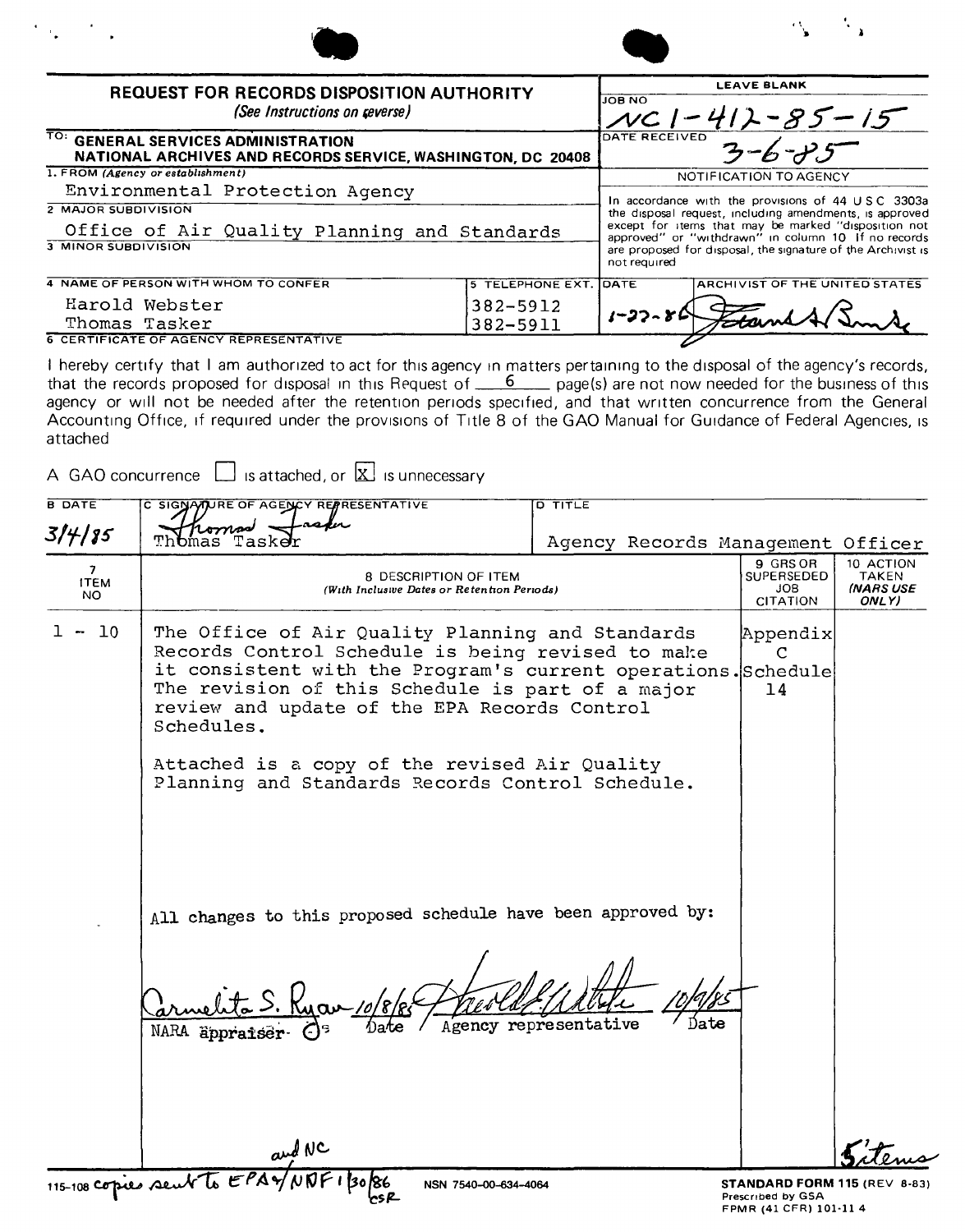# REQUEST FOR RECORDS DISPOSITION AUTHORITY

*(See Instructions on reverse)*

| LEAVE BLANK | |
|---|---|
| JOB NO | NC1-412-85-15 |
| DATE RECEIVED | 3-6-85 |

TO: **GENERAL SERVICES ADMINISTRATION**
**NATIONAL ARCHIVES AND RECORDS SERVICE, WASHINGTON, DC 20408**

1. FROM *(Agency or establishment)*
Environmental Protection Agency

2. MAJOR SUBDIVISION
Office of Air Quality Planning and Standards

3. MINOR SUBDIVISION

NOTIFICATION TO AGENCY

In accordance with the provisions of 44 USC 3303a the disposal request, including amendments, is approved except for items that may be marked "disposition not approved" or "withdrawn" in column 10. If no records are proposed for disposal, the signature of the Archivist is not required.

| 4. NAME OF PERSON WITH WHOM TO CONFER | 5. TELEPHONE EXT. | DATE | ARCHIVIST OF THE UNITED STATES |
|---|---|---|---|
| Harold Webster | 382-5912 | 1-27-86 | Frank A Burke (signature) |
| Thomas Tasker | 382-5911 | | |

6. CERTIFICATE OF AGENCY REPRESENTATIVE

I hereby certify that I am authorized to act for this agency in matters pertaining to the disposal of the agency's records, that the records proposed for disposal in this Request of 6 page(s) are not now needed for the business of this agency or will not be needed after the retention periods specified, and that written concurrence from the General Accounting Office, if required under the provisions of Title 8 of the GAO Manual for Guidance of Federal Agencies, is attached

A GAO concurrence ☐ is attached, or ☒ is unnecessary

| B DATE | C SIGNATURE OF AGENCY REPRESENTATIVE | D TITLE |
|---|---|---|
| 3/4/85 | Thomas Tasker | Agency Records Management Officer |

| 7 ITEM NO | 8 DESCRIPTION OF ITEM *(With Inclusive Dates or Retention Periods)* | 9 GRS OR SUPERSEDED JOB CITATION | 10 ACTION TAKEN *(NARS USE ONLY)* |
|---|---|---|---|
| 1 - 10 | The Office of Air Quality Planning and Standards Records Control Schedule is being revised to make it consistent with the Program's current operations. The revision of this Schedule is part of a major review and update of the EPA Records Control Schedules.<br><br>Attached is a copy of the revised Air Quality Planning and Standards Records Control Schedule.<br><br>All changes to this proposed schedule have been approved by:<br><br>Carmelita S. Ryan 10/8/85 — NARA appraiser — Date<br>Harold E. Webster 10/9/85 — Agency representative — Date | Appendix C Schedule 14 | 5 items |

115-108 copies sent to EPA and NC/NDF 1/30/86 csR

NSN 7540-00-634-4064

**STANDARD FORM 115** (REV 8-83)
Prescribed by GSA
FPMR (41 CFR) 101-11 4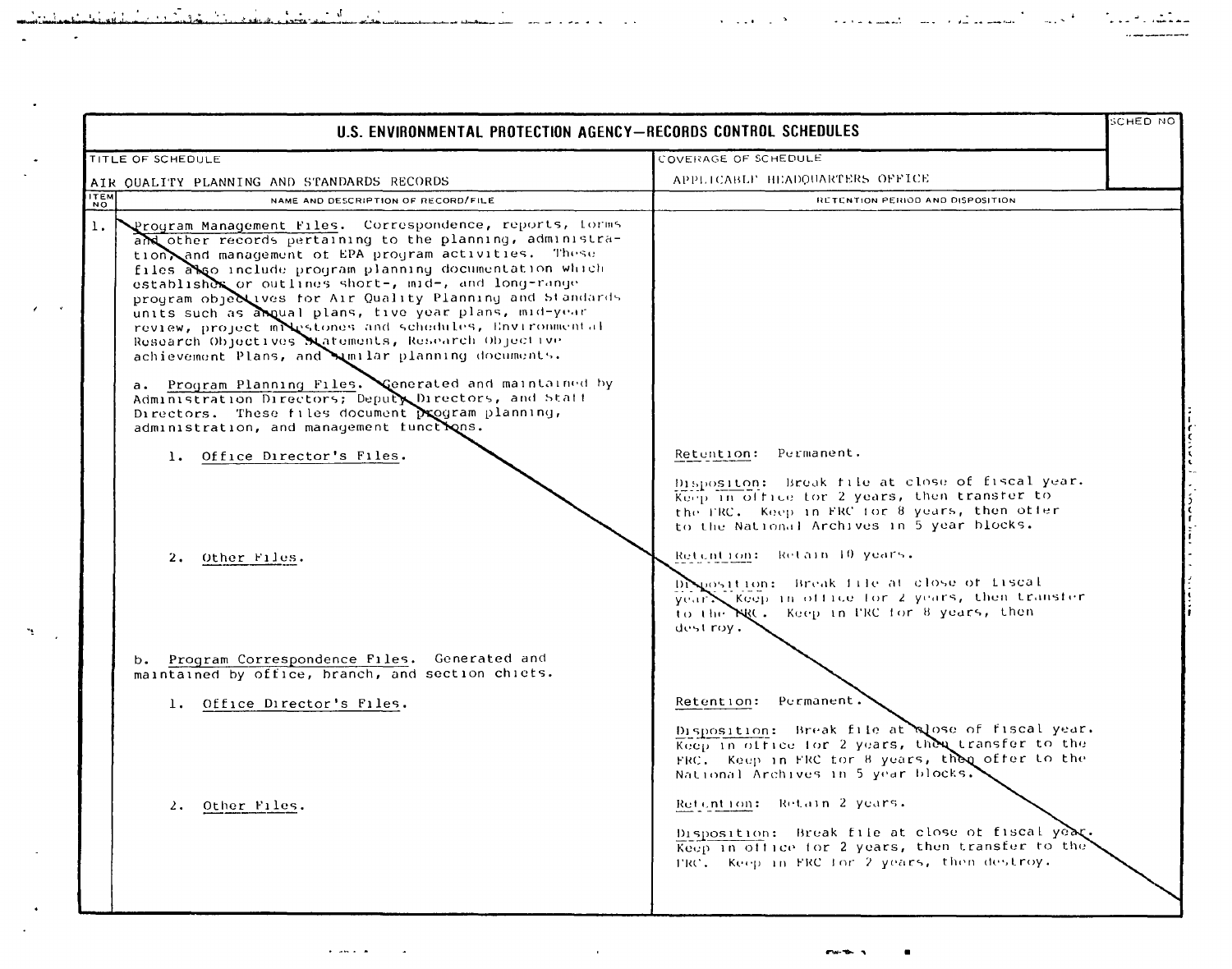# U.S. ENVIRONMENTAL PROTECTION AGENCY—RECORDS CONTROL SCHEDULES

| TITLE OF SCHEDULE | COVERAGE OF SCHEDULE | SCHED NO |
|---|---|---|
| AIR QUALITY PLANNING AND STANDARDS RECORDS | APPLICABLE HEADQUARTERS OFFICE | |

| ITEM NO | NAME AND DESCRIPTION OF RECORD/FILE | RETENTION PERIOD AND DISPOSITION |
|---|---|---|
| 1. | Program Management Files. Correspondence, reports, forms and other records pertaining to the planning, administration, and management of EPA program activities. These files also include program planning documentation which establishes or outlines short-, mid-, and long-range program objectives for Air Quality Planning and Standards units such as annual plans, five year plans, mid-year review, project milestones and schedules, Environmental Research Objectives Statements, Research Objective achievement Plans, and similar planning documents. | |
| | a. Program Planning Files. Generated and maintained by Administration Directors; Deputy Directors, and Staff Directors. These files document program planning, administration, and management functions. | |
| | 1. Office Director's Files. | Retention: Permanent.<br><br>Dispositon: Break file at close of fiscal year. Keep in office for 2 years, then transfer to the FRC. Keep in FRC for 8 years, then offer to the National Archives in 5 year blocks. |
| | 2. Other Files. | Retention: Retain 10 years.<br><br>Disposition: Break file at close of fiscal year. Keep in office for 2 years, then transfer to the FRC. Keep in FRC for 8 years, then destroy. |
| | b. Program Correspondence Files. Generated and maintained by office, branch, and section chiefs. | |
| | 1. Office Director's Files. | Retention: Permanent.<br><br>Disposition: Break file at close of fiscal year. Keep in office for 2 years, then transfer to the FRC. Keep in FRC for 8 years, then offer to the National Archives in 5 year blocks. |
| | 2. Other Files. | Retention: Retain 2 years.<br><br>Disposition: Break file at close of fiscal year. Keep in office for 2 years, then transfer to the FRC. Keep in FRC for 2 years, then destroy. |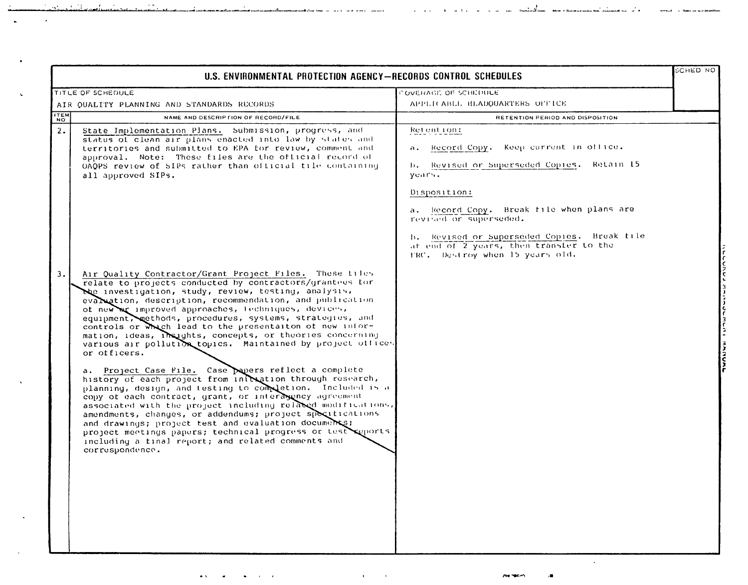# U.S. ENVIRONMENTAL PROTECTION AGENCY—RECORDS CONTROL SCHEDULES

| TITLE OF SCHEDULE | COVERAGE OF SCHEDULE | SCHED NO |
|---|---|---|
| AIR QUALITY PLANNING AND STANDARDS RECORDS | APPLICABLE HEADQUARTERS OFFICE | |

| ITEM NO | NAME AND DESCRIPTION OF RECORD/FILE | RETENTION PERIOD AND DISPOSITION |
|---|---|---|
| 2. | State Implementation Plans. Submission, progress, and status of clean air plans enacted into law by states and territories and submitted to EPA for review, comment and approval. Note: These files are the official record of OAQPS review of SIPs rather than official file containing all approved SIPs. | Retention:<br><br>a. Record Copy. Keep current in office.<br><br>b. Revised or Superseded Copies. Retain 15 years.<br><br>Disposition:<br><br>a. Record Copy. Break file when plans are revised or superseded.<br><br>b. Revised or Superseded Copies. Break file at end of 2 years, then transfer to the FRC. Destroy when 15 years old. |
| 3. | Air Quality Contractor/Grant Project Files. These files relate to projects conducted by contractors/grantees for the investigation, study, review, testing, analysis, evaluation, description, recommendation, and publication of new or improved approaches, techniques, devices, equipment, methods, procedures, systems, strategies, and controls or which lead to the presentaiton of new information, ideas, insights, concepts, or theories concerning various air pollution topics. Maintained by project offices or officers.<br><br>a. Project Case File. Case papers reflect a complete history of each project from initiation through research, planning, design, and testing to completion. Included is a copy of each contract, grant, or interagency agreement associated with the project including related modifications, amendments, changes, or addendums; project specifications and drawings; project test and evaluation documents; project meetings papers; technical progress or test reports including a final report; and related comments and correspondence. | |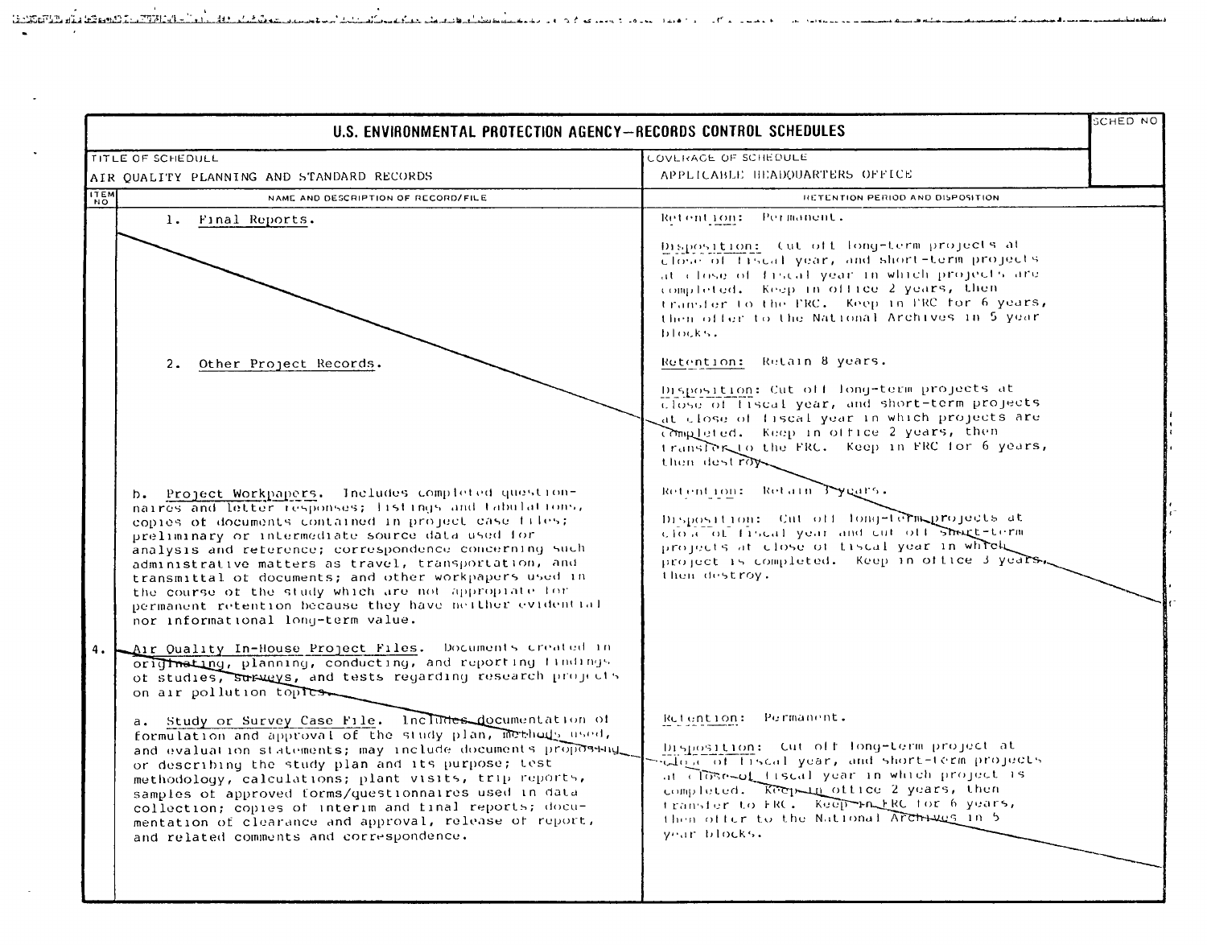# U.S. ENVIRONMENTAL PROTECTION AGENCY—RECORDS CONTROL SCHEDULES

| TITLE OF SCHEDULE | COVERAGE OF SCHEDULE | SCHED NO |
|---|---|---|
| AIR QUALITY PLANNING AND STANDARD RECORDS | APPLICABLE HEADQUARTERS OFFICE | |

| ITEM NO | NAME AND DESCRIPTION OF RECORD/FILE | RETENTION PERIOD AND DISPOSITION |
|---|---|---|
| | 1. Final Reports. | Retention: Permanent.<br><br>Disposition: Cut off long-term projects at close of fiscal year, and short-term projects at close of fiscal year in which projects are completed. Keep in office 2 years, then transfer to the FRC. Keep in FRC for 6 years, then offer to the National Archives in 5 year blocks. |
| | 2. Other Project Records. | Retention: Retain 8 years.<br><br>Disposition: Cut off long-term projects at close of fiscal year, and short-term projects at close of fiscal year in which projects are completed. Keep in office 2 years, then transfer to the FRC. Keep in FRC for 6 years, then destroy. |
| | b. Project Workpapers. Includes completed questionnaires and letter responses; listings and tabulations, copies of documents contained in project case files; preliminary or intermediate source data used for analysis and reference; correspondence concerning such administrative matters as travel, transportation, and transmittal of documents; and other workpapers used in the course of the study which are not appropriate for permanent retention because they have neither evidential nor informational long-term value. | Retention: Retain 3 years.<br><br>Disposition: Cut off long-term projects at close of fiscal year and cut off short-term projects at close of fiscal year in which project is completed. Keep in office 3 years, then destroy. |
| 4. | Air Quality In-House Project Files. Documents created in originating, planning, conducting, and reporting findings of studies, surveys, and tests regarding research projects on air pollution topics. | |
| | a. Study or Survey Case File. Includes documentation of formulation and approval of the study plan, methods used, and evaluation statements; may include documents proposing or describing the study plan and its purpose; test methodology, calculations; plant visits, trip reports, samples of approved forms/questionnaires used in data collection; copies of interim and final reports; documentation of clearance and approval, release of report, and related comments and correspondence. | Retention: Permanent.<br><br>Disposition: Cut off long-term project at close of fiscal year, and short-term projects at close of fiscal year in which project is completed. Keep in office 2 years, then transfer to FRC. Keep in FRC for 6 years, then offer to the National Archives in 5 year blocks. |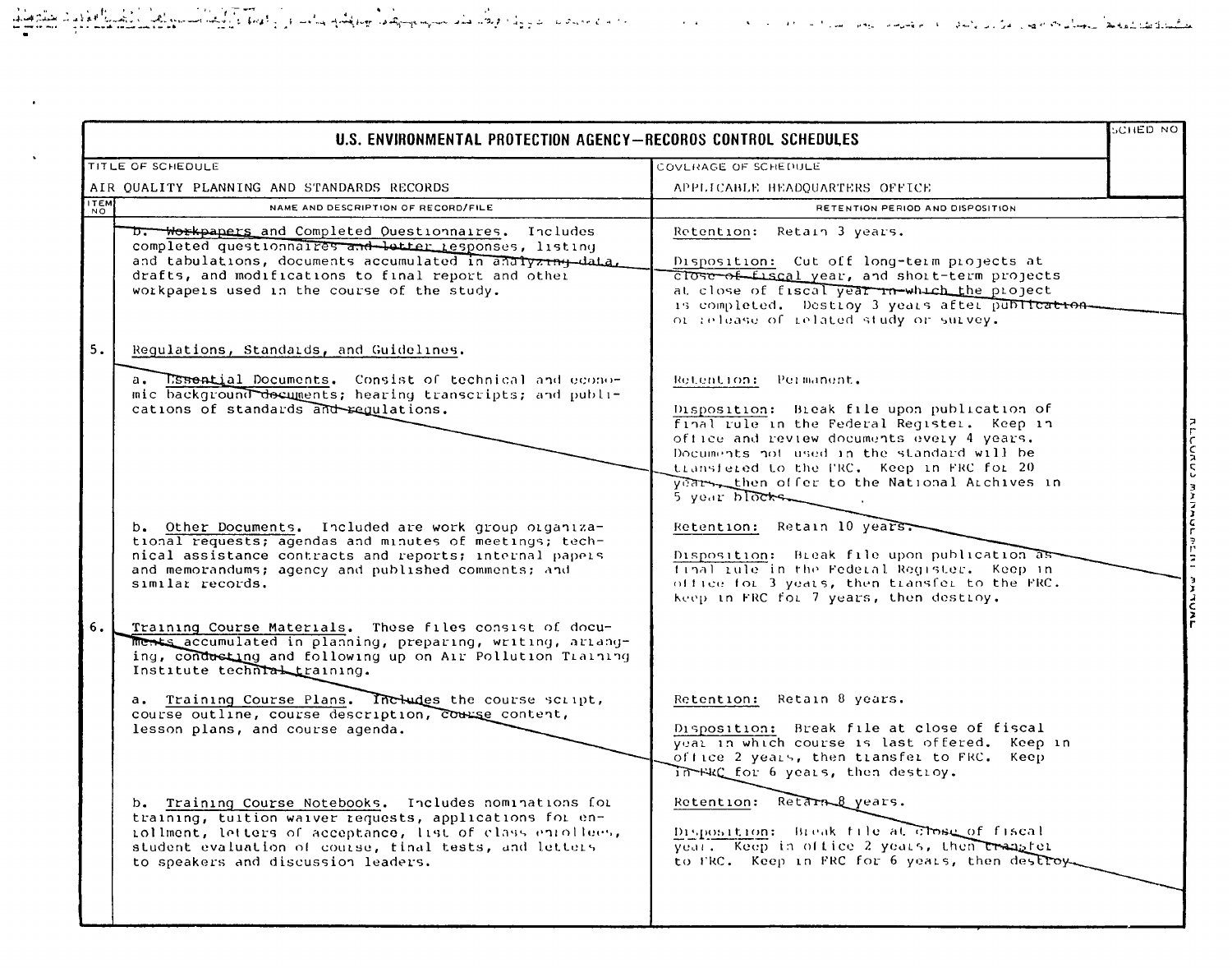# U.S. ENVIRONMENTAL PROTECTION AGENCY—RECORDS CONTROL SCHEDULES

| TITLE OF SCHEDULE | COVERAGE OF SCHEDULE | SCHED NO |
|---|---|---|
| AIR QUALITY PLANNING AND STANDARDS RECORDS | APPLICABLE HEADQUARTERS OFFICE | |

| ITEM NO | NAME AND DESCRIPTION OF RECORD/FILE | RETENTION PERIOD AND DISPOSITION |
|---|---|---|
| | b. Workpapers and Completed Questionnaires. Includes completed questionnaires and letter responses, listing and tabulations, documents accumulated in analyzing data, drafts, and modifications to final report and other workpapers used in the course of the study. | Retention: Retain 3 years.<br><br>Disposition: Cut off long-term projects at close of fiscal year, and short-term projects at close of fiscal year in which the project is completed. Destroy 3 years after publication or release of related study or survey. |
| 5. | Regulations, Standards, and Guidelines. | |
| | a. Essential Documents. Consist of technical and economic background documents; hearing transcripts; and publications of standards and regulations. | Retention: Permanent.<br><br>Disposition: Break file upon publication of final rule in the Federal Register. Keep in office and review documents every 4 years. Documents not used in the standard will be transferred to the FRC. Keep in FRC for 20 years, then offer to the National Archives in 5 year blocks. |
| | b. Other Documents. Included are work group organizational requests; agendas and minutes of meetings; technical assistance contracts and reports; internal papers and memorandums; agency and published comments; and similar records. | Retention: Retain 10 years.<br><br>Disposition: Break file upon publication as final rule in the Federal Register. Keep in office for 3 years, then transfer to the FRC. Keep in FRC for 7 years, then destroy. |
| 6. | Training Course Materials. These files consist of documents accumulated in planning, preparing, writing, arranging, conducting and following up on Air Pollution Training Institute technical training. | |
| | a. Training Course Plans. Includes the course script, course outline, course description, course content, lesson plans, and course agenda. | Retention: Retain 8 years.<br><br>Disposition: Break file at close of fiscal year in which course is last offered. Keep in office 2 years, then transfer to FRC. Keep in FRC for 6 years, then destroy. |
| | b. Training Course Notebooks. Includes nominations for training, tuition waiver requests, applications for enrollment, letters of acceptance, list of class enrollees, student evaluation of course, final tests, and letters to speakers and discussion leaders. | Retention: Retain 8 years.<br><br>Disposition: Break file at close of fiscal year. Keep in office 2 years, then transfer to FRC. Keep in FRC for 6 years, then destroy. |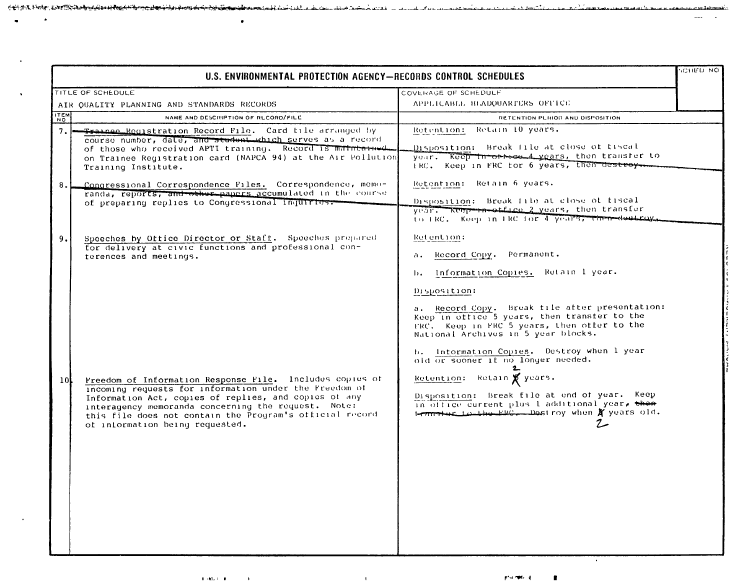# U.S. ENVIRONMENTAL PROTECTION AGENCY—RECORDS CONTROL SCHEDULES

| TITLE OF SCHEDULE | COVERAGE OF SCHEDULE | SCHED NO |
|---|---|---|
| AIR QUALITY PLANNING AND STANDARDS RECORDS | APPLICABLE HEADQUARTERS OFFICE | |

| ITEM NO | NAME AND DESCRIPTION OF RECORD/FILE | RETENTION PERIOD AND DISPOSITION |
|---|---|---|
| 7. | Trainee Registration Record File. Card file arranged by course number, date, and student which serves as a record of those who received APTI training. Record is maintained on Trainee Registration card (NAPCA 94) at the Air Pollution Training Institute. | Retention: Retain 10 years.<br><br>Disposition: Break file at close of fiscal year. Keep in office 4 years, then transfer to FRC. Keep in FRC for 6 years, then destroy. |
| 8. | Congressional Correspondence Files. Correspondence, memoranda, reports, and other papers accumulated in the course of preparing replies to Congressional inquiries. | Retention: Retain 6 years.<br><br>Disposition: Break file at close of fiscal year. Keep in office 2 years, then transfer to FRC. Keep in FRC for 4 years, then destroy. |
| 9. | Speeches by Office Director or Staff. Speeches prepared for delivery at civic functions and professional conferences and meetings. | Retention:<br><br>a. Record Copy. Permanent.<br><br>b. Information Copies. Retain 1 year.<br><br>Disposition:<br><br>a. Record Copy. Break file after presentation: Keep in office 5 years, then transfer to the FRC. Keep in FRC 5 years, then offer to the National Archives in 5 year blocks.<br><br>b. Information Copies. Destroy when 1 year old or sooner if no longer needed. |
| 10 | Freedom of Information Response File. Includes copies of incoming requests for information under the Freedom of Information Act, copies of replies, and copies of any interagency memoranda concerning the request. Note: this file does not contain the Program's official record of information being requested. | Retention: Retain ~~X~~ 2 years.<br><br>Disposition: Break file at end of year. Keep in office current plus 1 additional year, ~~then transfer to the FRC.~~ Destroy when ~~X~~ 2 years old. |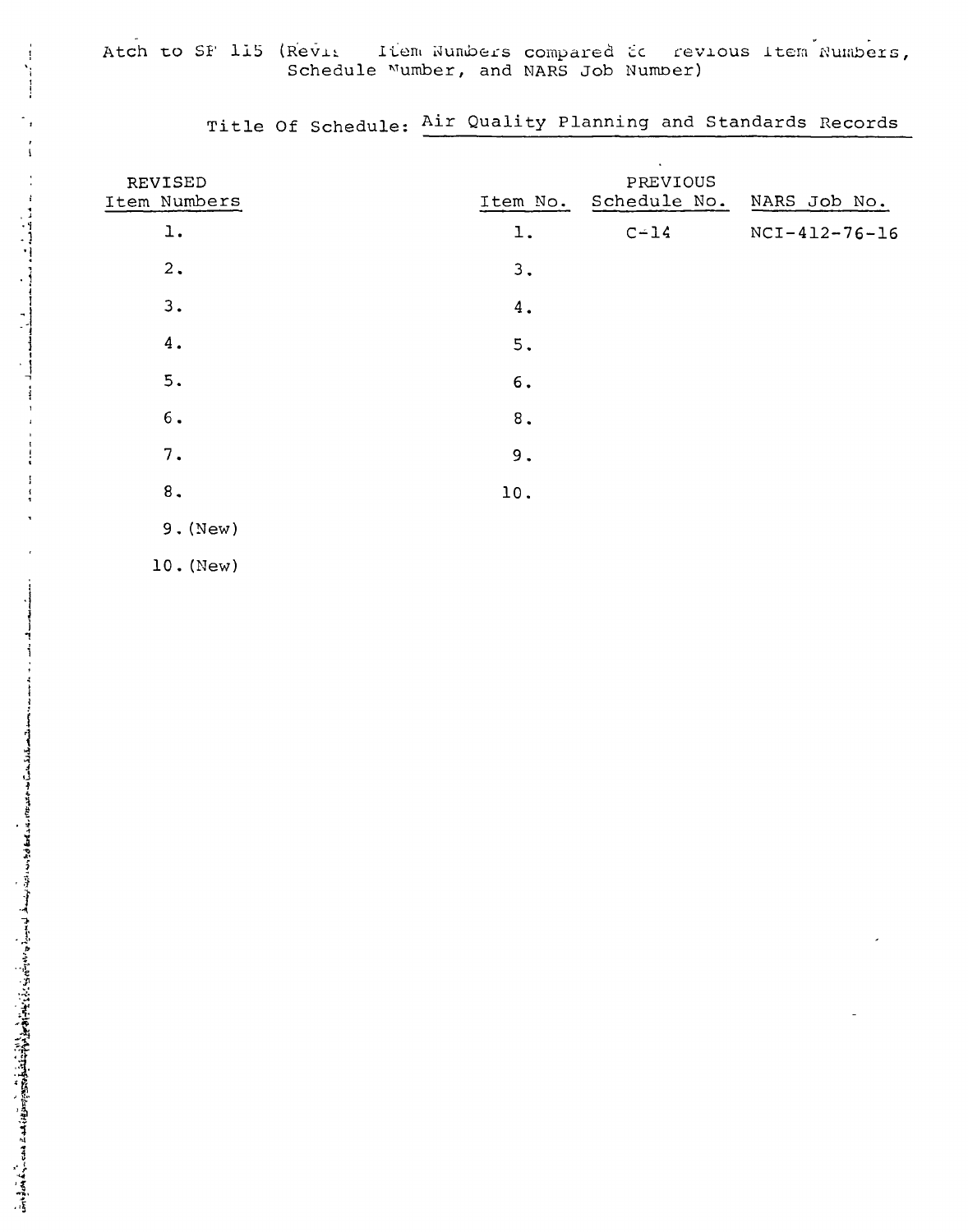Atch to SF 115 (Revis Item Numbers compared to previous Item Numbers, Schedule Number, and NARS Job Number)

Title Of Schedule: Air Quality Planning and Standards Records

| REVISED Item Numbers | PREVIOUS Item No. | Schedule No. | NARS Job No. |
|---|---|---|---|
| 1. | 1. | C-14 | NCI-412-76-16 |
| 2. | 3. | | |
| 3. | 4. | | |
| 4. | 5. | | |
| 5. | 6. | | |
| 6. | 8. | | |
| 7. | 9. | | |
| 8. | 10. | | |
| 9. (New) | | | |
| 10. (New) | | | |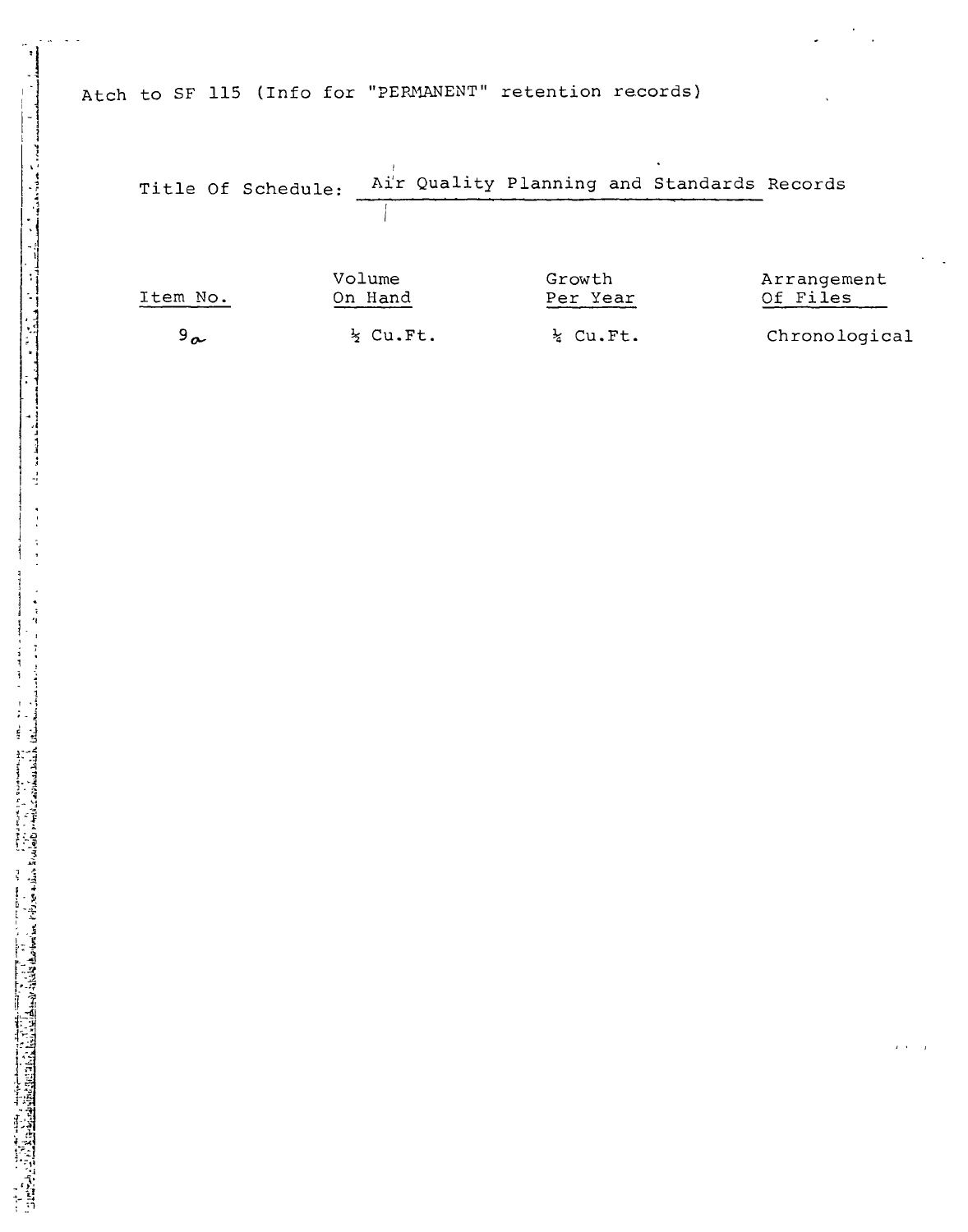Atch to SF 115 (Info for "PERMANENT" retention records)

Title Of Schedule: Air Quality Planning and Standards Records

| Item No. | Volume On Hand | Growth Per Year | Arrangement Of Files |
|---|---|---|---|
| 9a | ½ Cu.Ft. | ¼ Cu.Ft. | Chronological |